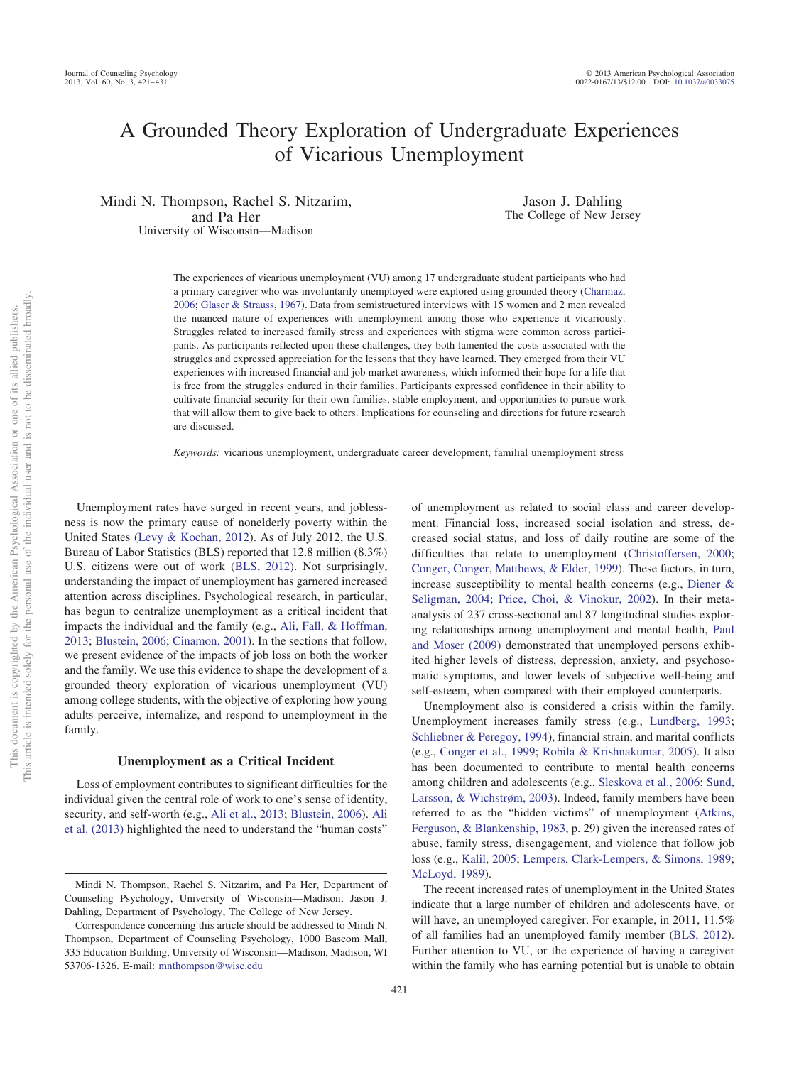# A Grounded Theory Exploration of Undergraduate Experiences of Vicarious Unemployment

Mindi N. Thompson, Rachel S. Nitzarim, and Pa Her
University of Wisconsin—Madison

Jason J. Dahling
The College of New Jersey

The experiences of vicarious unemployment (VU) among 17 undergraduate student participants who had a primary caregiver who was involuntarily unemployed were explored using grounded theory (Charmaz, 2006; Glaser & Strauss, 1967). Data from semistructured interviews with 15 women and 2 men revealed the nuanced nature of experiences with unemployment among those who experience it vicariously. Struggles related to increased family stress and experiences with stigma were common across participants. As participants reflected upon these challenges, they both lamented the costs associated with the struggles and expressed appreciation for the lessons that they have learned. They emerged from their VU experiences with increased financial and job market awareness, which informed their hope for a life that is free from the struggles endured in their families. Participants expressed confidence in their ability to cultivate financial security for their own families, stable employment, and opportunities to pursue work that will allow them to give back to others. Implications for counseling and directions for future research are discussed.

*Keywords:* vicarious unemployment, undergraduate career development, familial unemployment stress

Unemployment rates have surged in recent years, and joblessness is now the primary cause of nonelderly poverty within the United States (Levy & Kochan, 2012). As of July 2012, the U.S. Bureau of Labor Statistics (BLS) reported that 12.8 million (8.3%) U.S. citizens were out of work (BLS, 2012). Not surprisingly, understanding the impact of unemployment has garnered increased attention across disciplines. Psychological research, in particular, has begun to centralize unemployment as a critical incident that impacts the individual and the family (e.g., Ali, Fall, & Hoffman, 2013; Blustein, 2006; Cinamon, 2001). In the sections that follow, we present evidence of the impacts of job loss on both the worker and the family. We use this evidence to shape the development of a grounded theory exploration of vicarious unemployment (VU) among college students, with the objective of exploring how young adults perceive, internalize, and respond to unemployment in the family.

## Unemployment as a Critical Incident

Loss of employment contributes to significant difficulties for the individual given the central role of work to one's sense of identity, security, and self-worth (e.g., Ali et al., 2013; Blustein, 2006). Ali et al. (2013) highlighted the need to understand the "human costs" of unemployment as related to social class and career development. Financial loss, increased social isolation and stress, decreased social status, and loss of daily routine are some of the difficulties that relate to unemployment (Christoffersen, 2000; Conger, Conger, Matthews, & Elder, 1999). These factors, in turn, increase susceptibility to mental health concerns (e.g., Diener & Seligman, 2004; Price, Choi, & Vinokur, 2002). In their meta-analysis of 237 cross-sectional and 87 longitudinal studies exploring relationships among unemployment and mental health, Paul and Moser (2009) demonstrated that unemployed persons exhibited higher levels of distress, depression, anxiety, and psychosomatic symptoms, and lower levels of subjective well-being and self-esteem, when compared with their employed counterparts.

Unemployment also is considered a crisis within the family. Unemployment increases family stress (e.g., Lundberg, 1993; Schliebner & Peregoy, 1994), financial strain, and marital conflicts (e.g., Conger et al., 1999; Robila & Krishnakumar, 2005). It also has been documented to contribute to mental health concerns among children and adolescents (e.g., Sleskova et al., 2006; Sund, Larsson, & Wichstrøm, 2003). Indeed, family members have been referred to as the "hidden victims" of unemployment (Atkins, Ferguson, & Blankenship, 1983, p. 29) given the increased rates of abuse, family stress, disengagement, and violence that follow job loss (e.g., Kalil, 2005; Lempers, Clark-Lempers, & Simons, 1989; McLoyd, 1989).

The recent increased rates of unemployment in the United States indicate that a large number of children and adolescents have, or will have, an unemployed caregiver. For example, in 2011, 11.5% of all families had an unemployed family member (BLS, 2012). Further attention to VU, or the experience of having a caregiver within the family who has earning potential but is unable to obtain

---

Mindi N. Thompson, Rachel S. Nitzarim, and Pa Her, Department of Counseling Psychology, University of Wisconsin—Madison; Jason J. Dahling, Department of Psychology, The College of New Jersey.

Correspondence concerning this article should be addressed to Mindi N. Thompson, Department of Counseling Psychology, 1000 Bascom Mall, 335 Education Building, University of Wisconsin—Madison, Madison, WI 53706-1326. E-mail: mnthompson@wisc.edu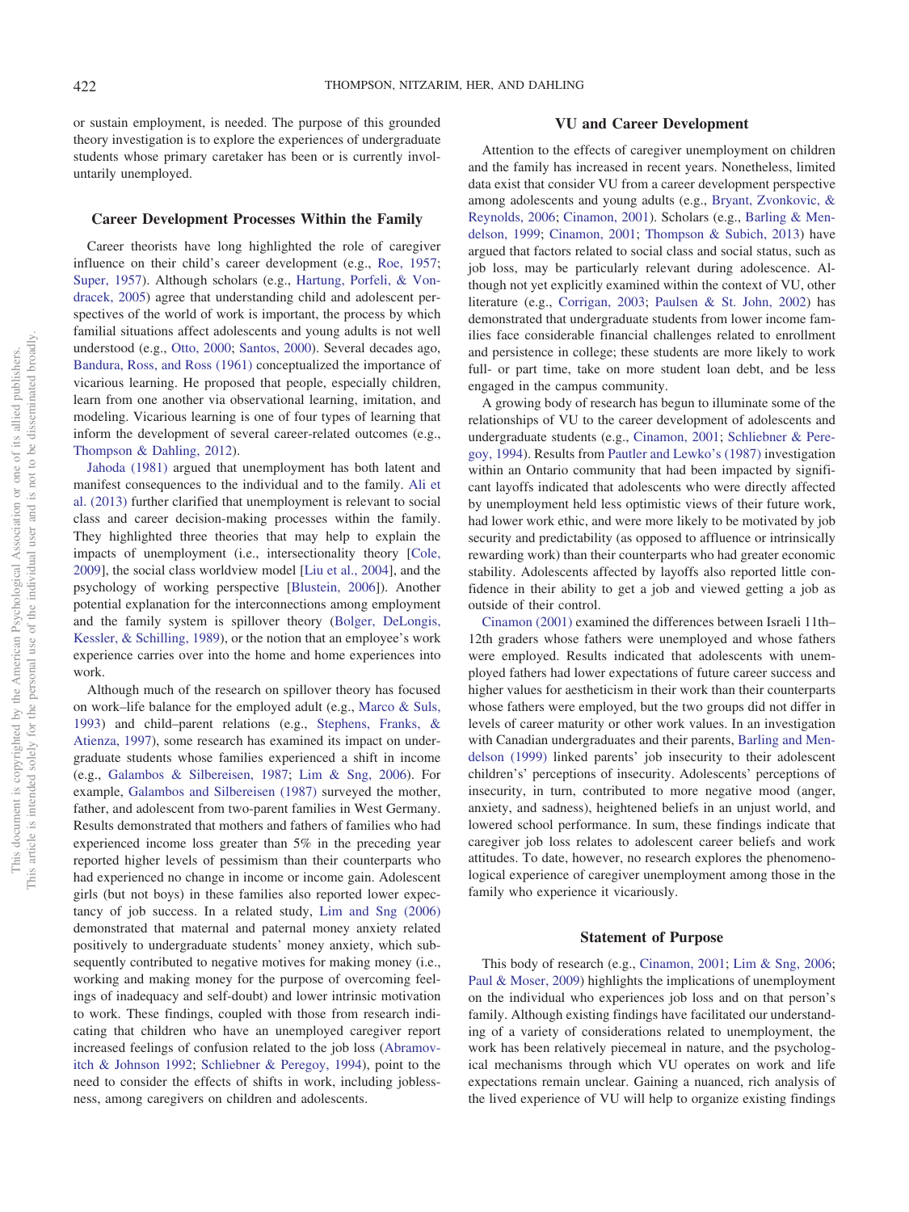or sustain employment, is needed. The purpose of this grounded theory investigation is to explore the experiences of undergraduate students whose primary caretaker has been or is currently involuntarily unemployed.

## Career Development Processes Within the Family

Career theorists have long highlighted the role of caregiver influence on their child's career development (e.g., Roe, 1957; Super, 1957). Although scholars (e.g., Hartung, Porfeli, & Vondracek, 2005) agree that understanding child and adolescent perspectives of the world of work is important, the process by which familial situations affect adolescents and young adults is not well understood (e.g., Otto, 2000; Santos, 2000). Several decades ago, Bandura, Ross, and Ross (1961) conceptualized the importance of vicarious learning. He proposed that people, especially children, learn from one another via observational learning, imitation, and modeling. Vicarious learning is one of four types of learning that inform the development of several career-related outcomes (e.g., Thompson & Dahling, 2012).

Jahoda (1981) argued that unemployment has both latent and manifest consequences to the individual and to the family. Ali et al. (2013) further clarified that unemployment is relevant to social class and career decision-making processes within the family. They highlighted three theories that may help to explain the impacts of unemployment (i.e., intersectionality theory [Cole, 2009], the social class worldview model [Liu et al., 2004], and the psychology of working perspective [Blustein, 2006]). Another potential explanation for the interconnections among employment and the family system is spillover theory (Bolger, DeLongis, Kessler, & Schilling, 1989), or the notion that an employee's work experience carries over into the home and home experiences into work.

Although much of the research on spillover theory has focused on work–life balance for the employed adult (e.g., Marco & Suls, 1993) and child–parent relations (e.g., Stephens, Franks, & Atienza, 1997), some research has examined its impact on undergraduate students whose families experienced a shift in income (e.g., Galambos & Silbereisen, 1987; Lim & Sng, 2006). For example, Galambos and Silbereisen (1987) surveyed the mother, father, and adolescent from two-parent families in West Germany. Results demonstrated that mothers and fathers of families who had experienced income loss greater than 5% in the preceding year reported higher levels of pessimism than their counterparts who had experienced no change in income or income gain. Adolescent girls (but not boys) in these families also reported lower expectancy of job success. In a related study, Lim and Sng (2006) demonstrated that maternal and paternal money anxiety related positively to undergraduate students' money anxiety, which subsequently contributed to negative motives for making money (i.e., working and making money for the purpose of overcoming feelings of inadequacy and self-doubt) and lower intrinsic motivation to work. These findings, coupled with those from research indicating that children who have an unemployed caregiver report increased feelings of confusion related to the job loss (Abramovitch & Johnson 1992; Schliebner & Peregoy, 1994), point to the need to consider the effects of shifts in work, including joblessness, among caregivers on children and adolescents.

## VU and Career Development

Attention to the effects of caregiver unemployment on children and the family has increased in recent years. Nonetheless, limited data exist that consider VU from a career development perspective among adolescents and young adults (e.g., Bryant, Zvonkovic, & Reynolds, 2006; Cinamon, 2001). Scholars (e.g., Barling & Mendelson, 1999; Cinamon, 2001; Thompson & Subich, 2013) have argued that factors related to social class and social status, such as job loss, may be particularly relevant during adolescence. Although not yet explicitly examined within the context of VU, other literature (e.g., Corrigan, 2003; Paulsen & St. John, 2002) has demonstrated that undergraduate students from lower income families face considerable financial challenges related to enrollment and persistence in college; these students are more likely to work full- or part time, take on more student loan debt, and be less engaged in the campus community.

A growing body of research has begun to illuminate some of the relationships of VU to the career development of adolescents and undergraduate students (e.g., Cinamon, 2001; Schliebner & Peregoy, 1994). Results from Pautler and Lewko's (1987) investigation within an Ontario community that had been impacted by significant layoffs indicated that adolescents who were directly affected by unemployment held less optimistic views of their future work, had lower work ethic, and were more likely to be motivated by job security and predictability (as opposed to affluence or intrinsically rewarding work) than their counterparts who had greater economic stability. Adolescents affected by layoffs also reported little confidence in their ability to get a job and viewed getting a job as outside of their control.

Cinamon (2001) examined the differences between Israeli 11th–12th graders whose fathers were unemployed and whose fathers were employed. Results indicated that adolescents with unemployed fathers had lower expectations of future career success and higher values for aestheticism in their work than their counterparts whose fathers were employed, but the two groups did not differ in levels of career maturity or other work values. In an investigation with Canadian undergraduates and their parents, Barling and Mendelson (1999) linked parents' job insecurity to their adolescent children's' perceptions of insecurity. Adolescents' perceptions of insecurity, in turn, contributed to more negative mood (anger, anxiety, and sadness), heightened beliefs in an unjust world, and lowered school performance. In sum, these findings indicate that caregiver job loss relates to adolescent career beliefs and work attitudes. To date, however, no research explores the phenomenological experience of caregiver unemployment among those in the family who experience it vicariously.

## Statement of Purpose

This body of research (e.g., Cinamon, 2001; Lim & Sng, 2006; Paul & Moser, 2009) highlights the implications of unemployment on the individual who experiences job loss and on that person's family. Although existing findings have facilitated our understanding of a variety of considerations related to unemployment, the work has been relatively piecemeal in nature, and the psychological mechanisms through which VU operates on work and life expectations remain unclear. Gaining a nuanced, rich analysis of the lived experience of VU will help to organize existing findings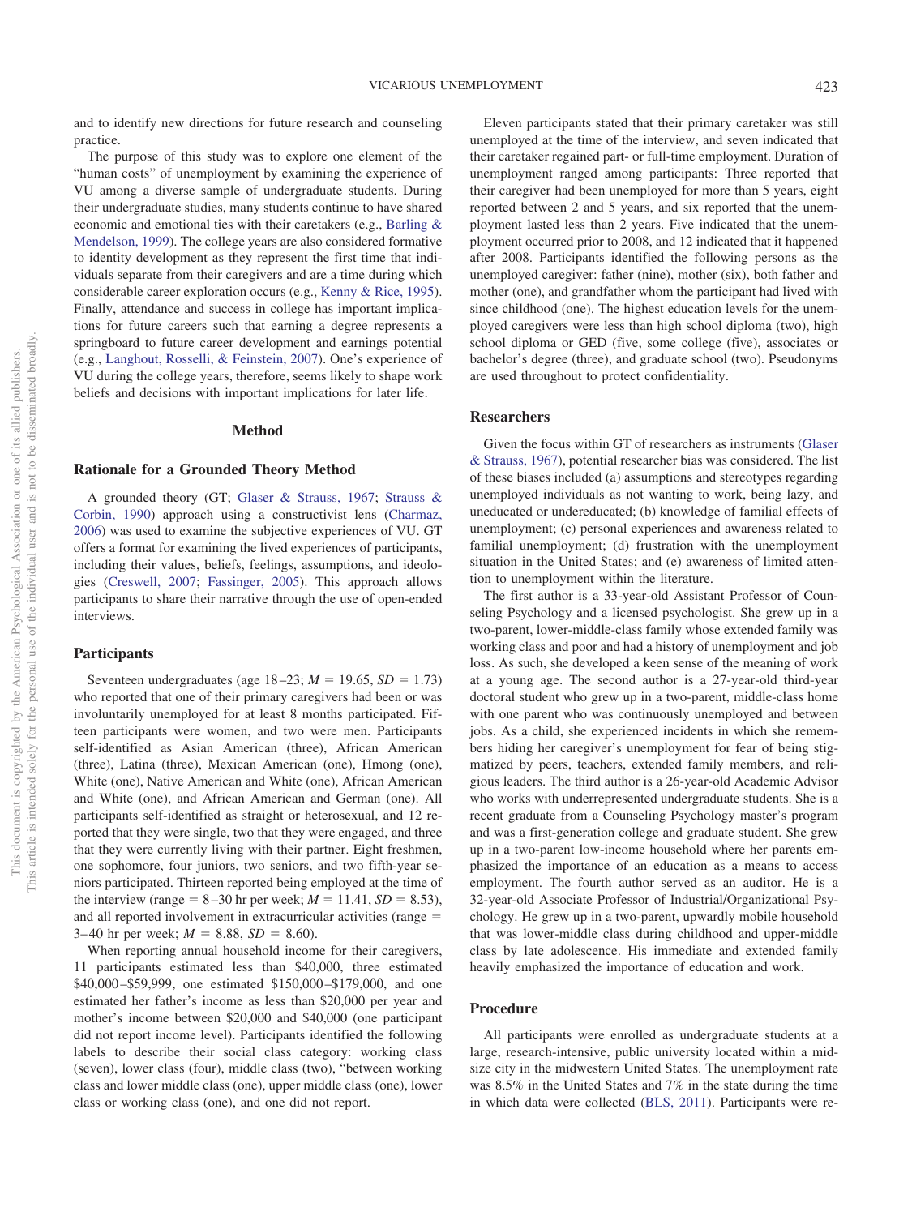and to identify new directions for future research and counseling practice.

The purpose of this study was to explore one element of the "human costs" of unemployment by examining the experience of VU among a diverse sample of undergraduate students. During their undergraduate studies, many students continue to have shared economic and emotional ties with their caretakers (e.g., Barling & Mendelson, 1999). The college years are also considered formative to identity development as they represent the first time that individuals separate from their caregivers and are a time during which considerable career exploration occurs (e.g., Kenny & Rice, 1995). Finally, attendance and success in college has important implications for future careers such that earning a degree represents a springboard to future career development and earnings potential (e.g., Langhout, Rosselli, & Feinstein, 2007). One's experience of VU during the college years, therefore, seems likely to shape work beliefs and decisions with important implications for later life.

## Method

### Rationale for a Grounded Theory Method

A grounded theory (GT; Glaser & Strauss, 1967; Strauss & Corbin, 1990) approach using a constructivist lens (Charmaz, 2006) was used to examine the subjective experiences of VU. GT offers a format for examining the lived experiences of participants, including their values, beliefs, feelings, assumptions, and ideologies (Creswell, 2007; Fassinger, 2005). This approach allows participants to share their narrative through the use of open-ended interviews.

### Participants

Seventeen undergraduates (age 18–23; $M = 19.65$, $SD = 1.73$) who reported that one of their primary caregivers had been or was involuntarily unemployed for at least 8 months participated. Fifteen participants were women, and two were men. Participants self-identified as Asian American (three), African American (three), Latina (three), Mexican American (one), Hmong (one), White (one), Native American and White (one), African American and White (one), and African American and German (one). All participants self-identified as straight or heterosexual, and 12 reported that they were single, two that they were engaged, and three that they were currently living with their partner. Eight freshmen, one sophomore, four juniors, two seniors, and two fifth-year seniors participated. Thirteen reported being employed at the time of the interview (range = 8–30 hr per week; $M = 11.41$, $SD = 8.53$), and all reported involvement in extracurricular activities (range = 3–40 hr per week; $M = 8.88$, $SD = 8.60$).

When reporting annual household income for their caregivers, 11 participants estimated less than $40,000, three estimated $40,000–$59,999, one estimated $150,000–$179,000, and one estimated her father's income as less than $20,000 per year and mother's income between $20,000 and $40,000 (one participant did not report income level). Participants identified the following labels to describe their social class category: working class (seven), lower class (four), middle class (two), "between working class and lower middle class (one), upper middle class (one), lower class or working class (one), and one did not report.

Eleven participants stated that their primary caretaker was still unemployed at the time of the interview, and seven indicated that their caretaker regained part- or full-time employment. Duration of unemployment ranged among participants: Three reported that their caregiver had been unemployed for more than 5 years, eight reported between 2 and 5 years, and six reported that the unemployment lasted less than 2 years. Five indicated that the unemployment occurred prior to 2008, and 12 indicated that it happened after 2008. Participants identified the following persons as the unemployed caregiver: father (nine), mother (six), both father and mother (one), and grandfather whom the participant had lived with since childhood (one). The highest education levels for the unemployed caregivers were less than high school diploma (two), high school diploma or GED (five, some college (five), associates or bachelor's degree (three), and graduate school (two). Pseudonyms are used throughout to protect confidentiality.

### Researchers

Given the focus within GT of researchers as instruments (Glaser & Strauss, 1967), potential researcher bias was considered. The list of these biases included (a) assumptions and stereotypes regarding unemployed individuals as not wanting to work, being lazy, and uneducated or undereducated; (b) knowledge of familial effects of unemployment; (c) personal experiences and awareness related to familial unemployment; (d) frustration with the unemployment situation in the United States; and (e) awareness of limited attention to unemployment within the literature.

The first author is a 33-year-old Assistant Professor of Counseling Psychology and a licensed psychologist. She grew up in a two-parent, lower-middle-class family whose extended family was working class and poor and had a history of unemployment and job loss. As such, she developed a keen sense of the meaning of work at a young age. The second author is a 27-year-old third-year doctoral student who grew up in a two-parent, middle-class home with one parent who was continuously unemployed and between jobs. As a child, she experienced incidents in which she remembers hiding her caregiver's unemployment for fear of being stigmatized by peers, teachers, extended family members, and religious leaders. The third author is a 26-year-old Academic Advisor who works with underrepresented undergraduate students. She is a recent graduate from a Counseling Psychology master's program and was a first-generation college and graduate student. She grew up in a two-parent low-income household where her parents emphasized the importance of an education as a means to access employment. The fourth author served as an auditor. He is a 32-year-old Associate Professor of Industrial/Organizational Psychology. He grew up in a two-parent, upwardly mobile household that was lower-middle class during childhood and upper-middle class by late adolescence. His immediate and extended family heavily emphasized the importance of education and work.

### Procedure

All participants were enrolled as undergraduate students at a large, research-intensive, public university located within a midsize city in the midwestern United States. The unemployment rate was 8.5% in the United States and 7% in the state during the time in which data were collected (BLS, 2011). Participants were re-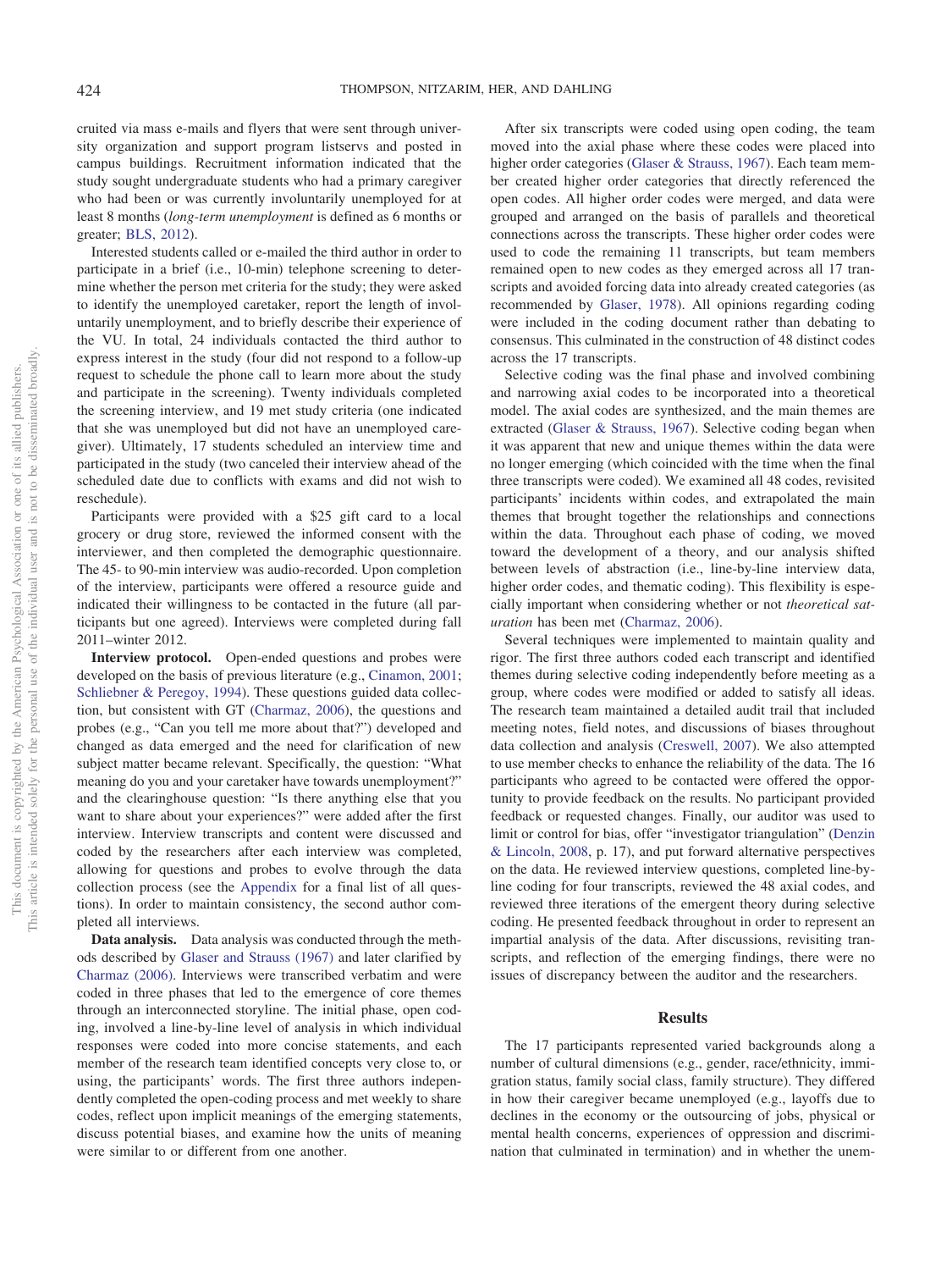cruited via mass e-mails and flyers that were sent through university organization and support program listservs and posted in campus buildings. Recruitment information indicated that the study sought undergraduate students who had a primary caregiver who had been or was currently involuntarily unemployed for at least 8 months (*long-term unemployment* is defined as 6 months or greater; BLS, 2012).

Interested students called or e-mailed the third author in order to participate in a brief (i.e., 10-min) telephone screening to determine whether the person met criteria for the study; they were asked to identify the unemployed caretaker, report the length of involuntarily unemployment, and to briefly describe their experience of the VU. In total, 24 individuals contacted the third author to express interest in the study (four did not respond to a follow-up request to schedule the phone call to learn more about the study and participate in the screening). Twenty individuals completed the screening interview, and 19 met study criteria (one indicated that she was unemployed but did not have an unemployed caregiver). Ultimately, 17 students scheduled an interview time and participated in the study (two canceled their interview ahead of the scheduled date due to conflicts with exams and did not wish to reschedule).

Participants were provided with a $25 gift card to a local grocery or drug store, reviewed the informed consent with the interviewer, and then completed the demographic questionnaire. The 45- to 90-min interview was audio-recorded. Upon completion of the interview, participants were offered a resource guide and indicated their willingness to be contacted in the future (all participants but one agreed). Interviews were completed during fall 2011–winter 2012.

**Interview protocol.** Open-ended questions and probes were developed on the basis of previous literature (e.g., Cinamon, 2001; Schliebner & Peregoy, 1994). These questions guided data collection, but consistent with GT (Charmaz, 2006), the questions and probes (e.g., "Can you tell me more about that?") developed and changed as data emerged and the need for clarification of new subject matter became relevant. Specifically, the question: "What meaning do you and your caretaker have towards unemployment?" and the clearinghouse question: "Is there anything else that you want to share about your experiences?" were added after the first interview. Interview transcripts and content were discussed and coded by the researchers after each interview was completed, allowing for questions and probes to evolve through the data collection process (see the Appendix for a final list of all questions). In order to maintain consistency, the second author completed all interviews.

**Data analysis.** Data analysis was conducted through the methods described by Glaser and Strauss (1967) and later clarified by Charmaz (2006). Interviews were transcribed verbatim and were coded in three phases that led to the emergence of core themes through an interconnected storyline. The initial phase, open coding, involved a line-by-line level of analysis in which individual responses were coded into more concise statements, and each member of the research team identified concepts very close to, or using, the participants' words. The first three authors independently completed the open-coding process and met weekly to share codes, reflect upon implicit meanings of the emerging statements, discuss potential biases, and examine how the units of meaning were similar to or different from one another.

After six transcripts were coded using open coding, the team moved into the axial phase where these codes were placed into higher order categories (Glaser & Strauss, 1967). Each team member created higher order categories that directly referenced the open codes. All higher order codes were merged, and data were grouped and arranged on the basis of parallels and theoretical connections across the transcripts. These higher order codes were used to code the remaining 11 transcripts, but team members remained open to new codes as they emerged across all 17 transcripts and avoided forcing data into already created categories (as recommended by Glaser, 1978). All opinions regarding coding were included in the coding document rather than debating to consensus. This culminated in the construction of 48 distinct codes across the 17 transcripts.

Selective coding was the final phase and involved combining and narrowing axial codes to be incorporated into a theoretical model. The axial codes are synthesized, and the main themes are extracted (Glaser & Strauss, 1967). Selective coding began when it was apparent that new and unique themes within the data were no longer emerging (which coincided with the time when the final three transcripts were coded). We examined all 48 codes, revisited participants' incidents within codes, and extrapolated the main themes that brought together the relationships and connections within the data. Throughout each phase of coding, we moved toward the development of a theory, and our analysis shifted between levels of abstraction (i.e., line-by-line interview data, higher order codes, and thematic coding). This flexibility is especially important when considering whether or not *theoretical saturation* has been met (Charmaz, 2006).

Several techniques were implemented to maintain quality and rigor. The first three authors coded each transcript and identified themes during selective coding independently before meeting as a group, where codes were modified or added to satisfy all ideas. The research team maintained a detailed audit trail that included meeting notes, field notes, and discussions of biases throughout data collection and analysis (Creswell, 2007). We also attempted to use member checks to enhance the reliability of the data. The 16 participants who agreed to be contacted were offered the opportunity to provide feedback on the results. No participant provided feedback or requested changes. Finally, our auditor was used to limit or control for bias, offer "investigator triangulation" (Denzin & Lincoln, 2008, p. 17), and put forward alternative perspectives on the data. He reviewed interview questions, completed line-by-line coding for four transcripts, reviewed the 48 axial codes, and reviewed three iterations of the emergent theory during selective coding. He presented feedback throughout in order to represent an impartial analysis of the data. After discussions, revisiting transcripts, and reflection of the emerging findings, there were no issues of discrepancy between the auditor and the researchers.

## Results

The 17 participants represented varied backgrounds along a number of cultural dimensions (e.g., gender, race/ethnicity, immigration status, family social class, family structure). They differed in how their caregiver became unemployed (e.g., layoffs due to declines in the economy or the outsourcing of jobs, physical or mental health concerns, experiences of oppression and discrimination that culminated in termination) and in whether the unem-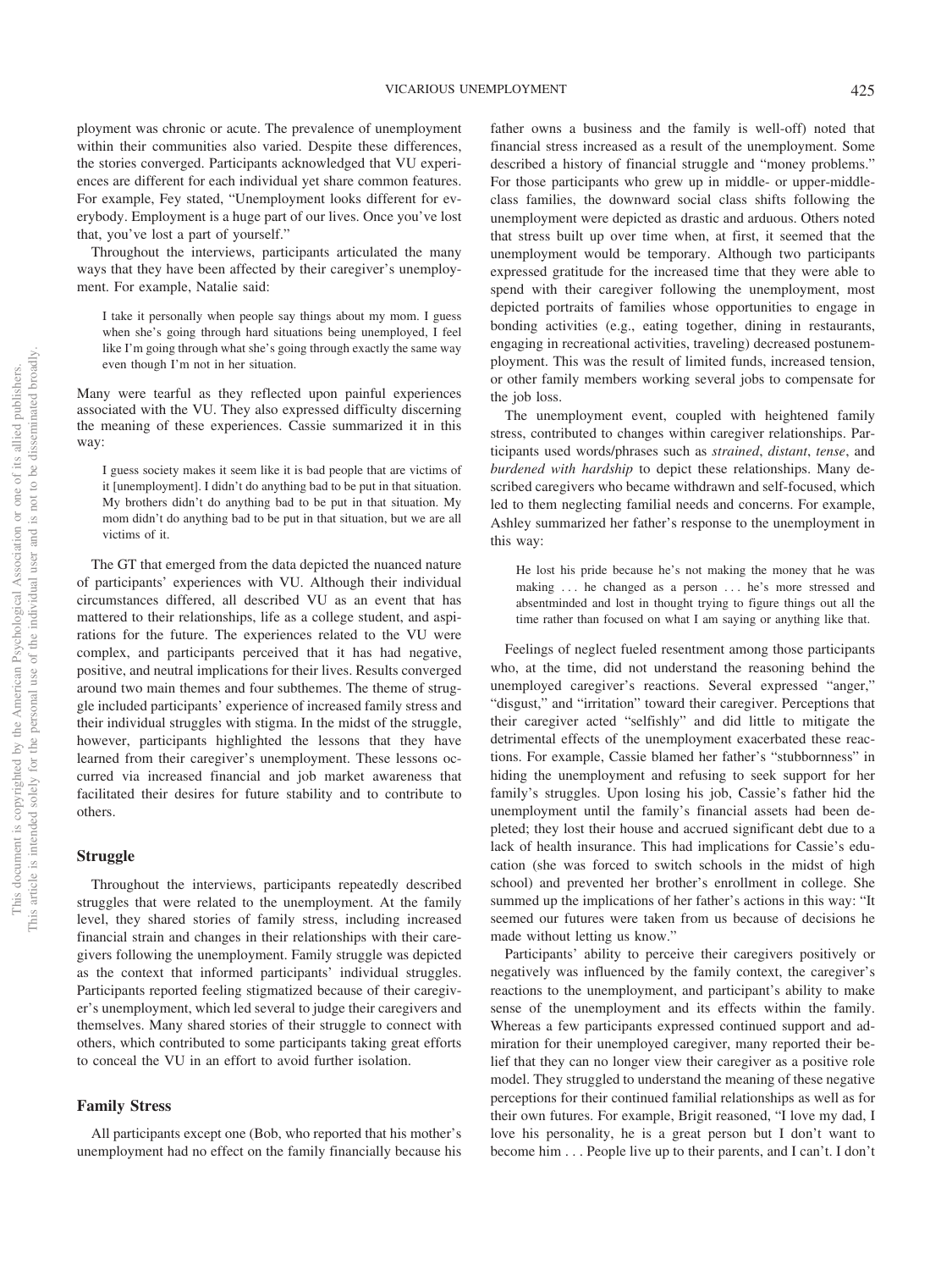ployment was chronic or acute. The prevalence of unemployment within their communities also varied. Despite these differences, the stories converged. Participants acknowledged that VU experiences are different for each individual yet share common features. For example, Fey stated, "Unemployment looks different for everybody. Employment is a huge part of our lives. Once you've lost that, you've lost a part of yourself."

Throughout the interviews, participants articulated the many ways that they have been affected by their caregiver's unemployment. For example, Natalie said:

> I take it personally when people say things about my mom. I guess when she's going through hard situations being unemployed, I feel like I'm going through what she's going through exactly the same way even though I'm not in her situation.

Many were tearful as they reflected upon painful experiences associated with the VU. They also expressed difficulty discerning the meaning of these experiences. Cassie summarized it in this way:

> I guess society makes it seem like it is bad people that are victims of it [unemployment]. I didn't do anything bad to be put in that situation. My brothers didn't do anything bad to be put in that situation. My mom didn't do anything bad to be put in that situation, but we are all victims of it.

The GT that emerged from the data depicted the nuanced nature of participants' experiences with VU. Although their individual circumstances differed, all described VU as an event that has mattered to their relationships, life as a college student, and aspirations for the future. The experiences related to the VU were complex, and participants perceived that it has had negative, positive, and neutral implications for their lives. Results converged around two main themes and four subthemes. The theme of struggle included participants' experience of increased family stress and their individual struggles with stigma. In the midst of the struggle, however, participants highlighted the lessons that they have learned from their caregiver's unemployment. These lessons occurred via increased financial and job market awareness that facilitated their desires for future stability and to contribute to others.

## Struggle

Throughout the interviews, participants repeatedly described struggles that were related to the unemployment. At the family level, they shared stories of family stress, including increased financial strain and changes in their relationships with their caregivers following the unemployment. Family struggle was depicted as the context that informed participants' individual struggles. Participants reported feeling stigmatized because of their caregiver's unemployment, which led several to judge their caregivers and themselves. Many shared stories of their struggle to connect with others, which contributed to some participants taking great efforts to conceal the VU in an effort to avoid further isolation.

### Family Stress

All participants except one (Bob, who reported that his mother's unemployment had no effect on the family financially because his father owns a business and the family is well-off) noted that financial stress increased as a result of the unemployment. Some described a history of financial struggle and "money problems." For those participants who grew up in middle- or upper-middle-class families, the downward social class shifts following the unemployment were depicted as drastic and arduous. Others noted that stress built up over time when, at first, it seemed that the unemployment would be temporary. Although two participants expressed gratitude for the increased time that they were able to spend with their caregiver following the unemployment, most depicted portraits of families whose opportunities to engage in bonding activities (e.g., eating together, dining in restaurants, engaging in recreational activities, traveling) decreased postunemployment. This was the result of limited funds, increased tension, or other family members working several jobs to compensate for the job loss.

The unemployment event, coupled with heightened family stress, contributed to changes within caregiver relationships. Participants used words/phrases such as *strained*, *distant*, *tense*, and *burdened with hardship* to depict these relationships. Many described caregivers who became withdrawn and self-focused, which led to them neglecting familial needs and concerns. For example, Ashley summarized her father's response to the unemployment in this way:

> He lost his pride because he's not making the money that he was making . . . he changed as a person . . . he's more stressed and absentminded and lost in thought trying to figure things out all the time rather than focused on what I am saying or anything like that.

Feelings of neglect fueled resentment among those participants who, at the time, did not understand the reasoning behind the unemployed caregiver's reactions. Several expressed "anger," "disgust," and "irritation" toward their caregiver. Perceptions that their caregiver acted "selfishly" and did little to mitigate the detrimental effects of the unemployment exacerbated these reactions. For example, Cassie blamed her father's "stubbornness" in hiding the unemployment and refusing to seek support for her family's struggles. Upon losing his job, Cassie's father hid the unemployment until the family's financial assets had been depleted; they lost their house and accrued significant debt due to a lack of health insurance. This had implications for Cassie's education (she was forced to switch schools in the midst of high school) and prevented her brother's enrollment in college. She summed up the implications of her father's actions in this way: "It seemed our futures were taken from us because of decisions he made without letting us know."

Participants' ability to perceive their caregivers positively or negatively was influenced by the family context, the caregiver's reactions to the unemployment, and participant's ability to make sense of the unemployment and its effects within the family. Whereas a few participants expressed continued support and admiration for their unemployed caregiver, many reported their belief that they can no longer view their caregiver as a positive role model. They struggled to understand the meaning of these negative perceptions for their continued familial relationships as well as for their own futures. For example, Brigit reasoned, "I love my dad, I love his personality, he is a great person but I don't want to become him . . . People live up to their parents, and I can't. I don't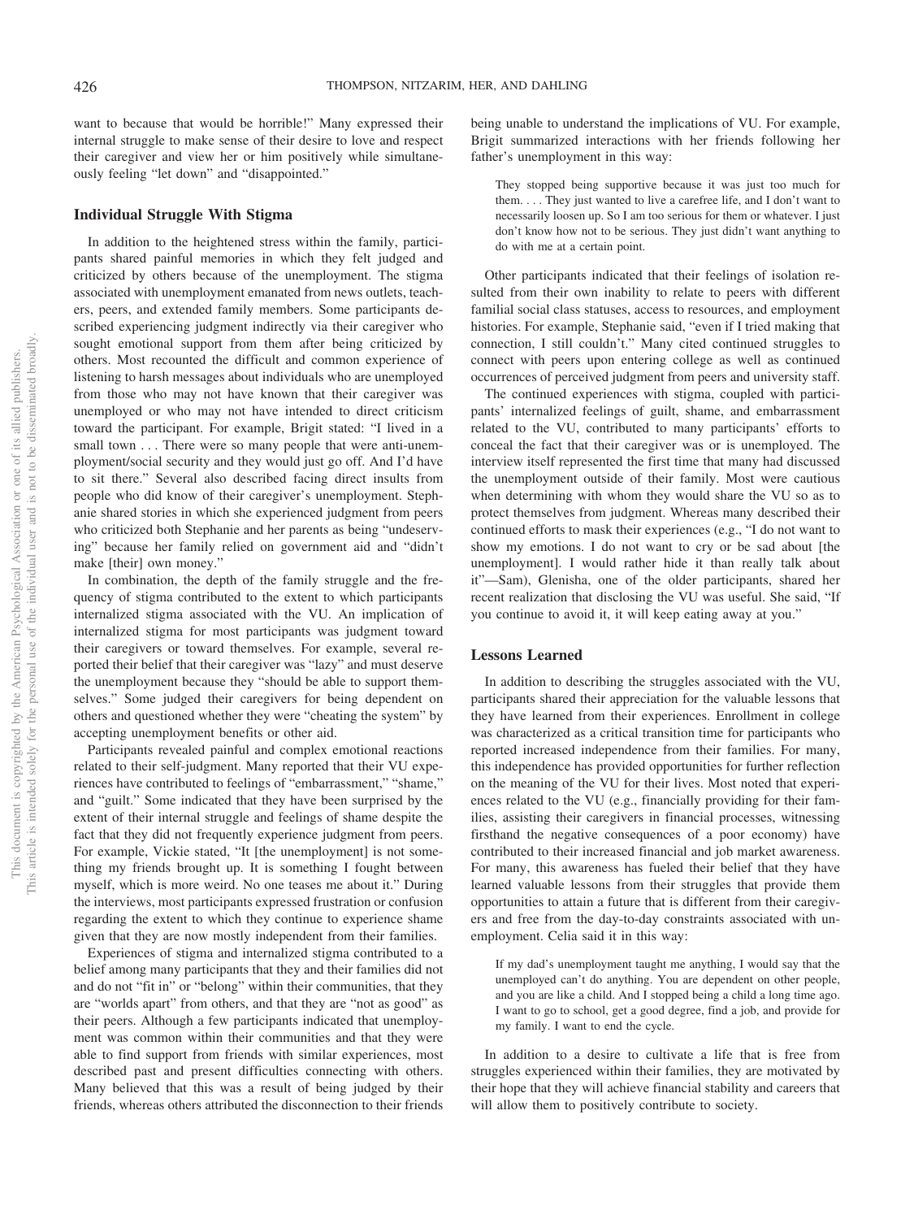want to because that would be horrible!" Many expressed their internal struggle to make sense of their desire to love and respect their caregiver and view her or him positively while simultaneously feeling "let down" and "disappointed."

### Individual Struggle With Stigma

In addition to the heightened stress within the family, participants shared painful memories in which they felt judged and criticized by others because of the unemployment. The stigma associated with unemployment emanated from news outlets, teachers, peers, and extended family members. Some participants described experiencing judgment indirectly via their caregiver who sought emotional support from them after being criticized by others. Most recounted the difficult and common experience of listening to harsh messages about individuals who are unemployed from those who may not have known that their caregiver was unemployed or who may not have intended to direct criticism toward the participant. For example, Brigit stated: "I lived in a small town . . . There were so many people that were anti-unemployment/social security and they would just go off. And I'd have to sit there." Several also described facing direct insults from people who did know of their caregiver's unemployment. Stephanie shared stories in which she experienced judgment from peers who criticized both Stephanie and her parents as being "undeserving" because her family relied on government aid and "didn't make [their] own money."

In combination, the depth of the family struggle and the frequency of stigma contributed to the extent to which participants internalized stigma associated with the VU. An implication of internalized stigma for most participants was judgment toward their caregivers or toward themselves. For example, several reported their belief that their caregiver was "lazy" and must deserve the unemployment because they "should be able to support themselves." Some judged their caregivers for being dependent on others and questioned whether they were "cheating the system" by accepting unemployment benefits or other aid.

Participants revealed painful and complex emotional reactions related to their self-judgment. Many reported that their VU experiences have contributed to feelings of "embarrassment," "shame," and "guilt." Some indicated that they have been surprised by the extent of their internal struggle and feelings of shame despite the fact that they did not frequently experience judgment from peers. For example, Vickie stated, "It [the unemployment] is not something my friends brought up. It is something I fought between myself, which is more weird. No one teases me about it." During the interviews, most participants expressed frustration or confusion regarding the extent to which they continue to experience shame given that they are now mostly independent from their families.

Experiences of stigma and internalized stigma contributed to a belief among many participants that they and their families did not and do not "fit in" or "belong" within their communities, that they are "worlds apart" from others, and that they are "not as good" as their peers. Although a few participants indicated that unemployment was common within their communities and that they were able to find support from friends with similar experiences, most described past and present difficulties connecting with others. Many believed that this was a result of being judged by their friends, whereas others attributed the disconnection to their friends being unable to understand the implications of VU. For example, Brigit summarized interactions with her friends following her father's unemployment in this way:

> They stopped being supportive because it was just too much for them. . . . They just wanted to live a carefree life, and I don't want to necessarily loosen up. So I am too serious for them or whatever. I just don't know how not to be serious. They just didn't want anything to do with me at a certain point.

Other participants indicated that their feelings of isolation resulted from their own inability to relate to peers with different familial social class statuses, access to resources, and employment histories. For example, Stephanie said, "even if I tried making that connection, I still couldn't." Many cited continued struggles to connect with peers upon entering college as well as continued occurrences of perceived judgment from peers and university staff.

The continued experiences with stigma, coupled with participants' internalized feelings of guilt, shame, and embarrassment related to the VU, contributed to many participants' efforts to conceal the fact that their caregiver was or is unemployed. The interview itself represented the first time that many had discussed the unemployment outside of their family. Most were cautious when determining with whom they would share the VU so as to protect themselves from judgment. Whereas many described their continued efforts to mask their experiences (e.g., "I do not want to show my emotions. I do not want to cry or be sad about [the unemployment]. I would rather hide it than really talk about it"—Sam), Glenisha, one of the older participants, shared her recent realization that disclosing the VU was useful. She said, "If you continue to avoid it, it will keep eating away at you."

### Lessons Learned

In addition to describing the struggles associated with the VU, participants shared their appreciation for the valuable lessons that they have learned from their experiences. Enrollment in college was characterized as a critical transition time for participants who reported increased independence from their families. For many, this independence has provided opportunities for further reflection on the meaning of the VU for their lives. Most noted that experiences related to the VU (e.g., financially providing for their families, assisting their caregivers in financial processes, witnessing firsthand the negative consequences of a poor economy) have contributed to their increased financial and job market awareness. For many, this awareness has fueled their belief that they have learned valuable lessons from their struggles that provide them opportunities to attain a future that is different from their caregivers and free from the day-to-day constraints associated with unemployment. Celia said it in this way:

> If my dad's unemployment taught me anything, I would say that the unemployed can't do anything. You are dependent on other people, and you are like a child. And I stopped being a child a long time ago. I want to go to school, get a good degree, find a job, and provide for my family. I want to end the cycle.

In addition to a desire to cultivate a life that is free from struggles experienced within their families, they are motivated by their hope that they will achieve financial stability and careers that will allow them to positively contribute to society.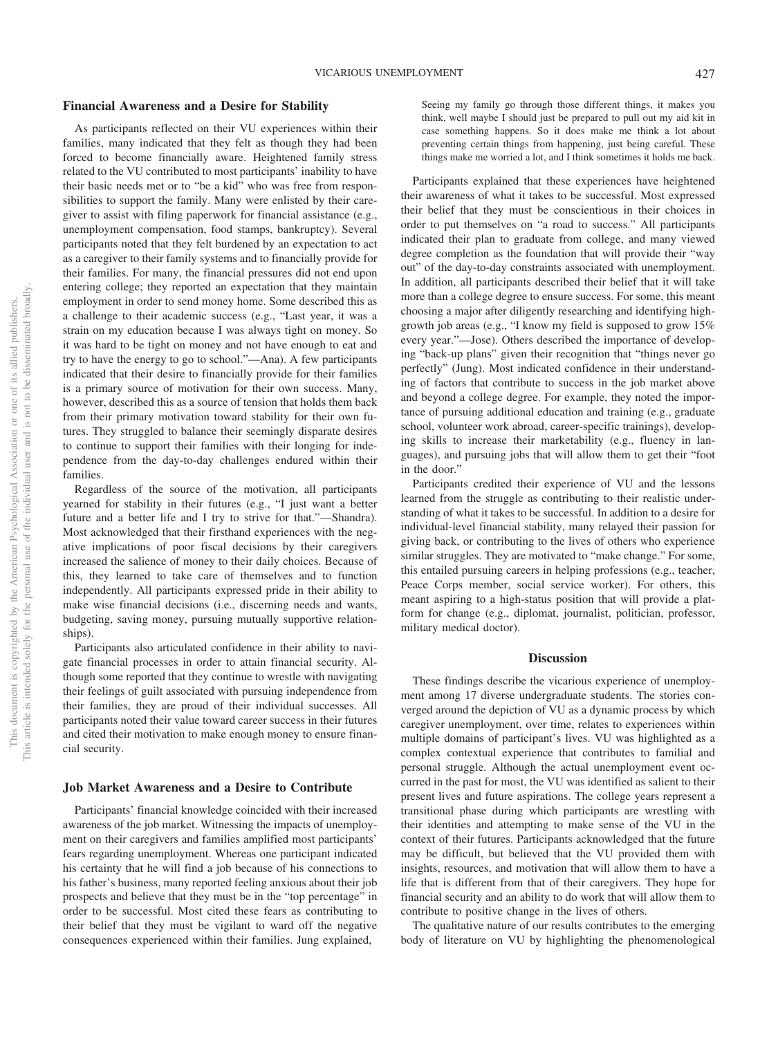### Financial Awareness and a Desire for Stability

As participants reflected on their VU experiences within their families, many indicated that they felt as though they had been forced to become financially aware. Heightened family stress related to the VU contributed to most participants' inability to have their basic needs met or to "be a kid" who was free from responsibilities to support the family. Many were enlisted by their caregiver to assist with filing paperwork for financial assistance (e.g., unemployment compensation, food stamps, bankruptcy). Several participants noted that they felt burdened by an expectation to act as a caregiver to their family systems and to financially provide for their families. For many, the financial pressures did not end upon entering college; they reported an expectation that they maintain employment in order to send money home. Some described this as a challenge to their academic success (e.g., "Last year, it was a strain on my education because I was always tight on money. So it was hard to be tight on money and not have enough to eat and try to have the energy to go to school."—Ana). A few participants indicated that their desire to financially provide for their families is a primary source of motivation for their own success. Many, however, described this as a source of tension that holds them back from their primary motivation toward stability for their own futures. They struggled to balance their seemingly disparate desires to continue to support their families with their longing for independence from the day-to-day challenges endured within their families.

Regardless of the source of the motivation, all participants yearned for stability in their futures (e.g., "I just want a better future and a better life and I try to strive for that."—Shandra). Most acknowledged that their firsthand experiences with the negative implications of poor fiscal decisions by their caregivers increased the salience of money to their daily choices. Because of this, they learned to take care of themselves and to function independently. All participants expressed pride in their ability to make wise financial decisions (i.e., discerning needs and wants, budgeting, saving money, pursuing mutually supportive relationships).

Participants also articulated confidence in their ability to navigate financial processes in order to attain financial security. Although some reported that they continue to wrestle with navigating their feelings of guilt associated with pursuing independence from their families, they are proud of their individual successes. All participants noted their value toward career success in their futures and cited their motivation to make enough money to ensure financial security.

### Job Market Awareness and a Desire to Contribute

Participants' financial knowledge coincided with their increased awareness of the job market. Witnessing the impacts of unemployment on their caregivers and families amplified most participants' fears regarding unemployment. Whereas one participant indicated his certainty that he will find a job because of his connections to his father's business, many reported feeling anxious about their job prospects and believe that they must be in the "top percentage" in order to be successful. Most cited these fears as contributing to their belief that they must be vigilant to ward off the negative consequences experienced within their families. Jung explained,

> Seeing my family go through those different things, it makes you think, well maybe I should just be prepared to pull out my aid kit in case something happens. So it does make me think a lot about preventing certain things from happening, just being careful. These things make me worried a lot, and I think sometimes it holds me back.

Participants explained that these experiences have heightened their awareness of what it takes to be successful. Most expressed their belief that they must be conscientious in their choices in order to put themselves on "a road to success." All participants indicated their plan to graduate from college, and many viewed degree completion as the foundation that will provide their "way out" of the day-to-day constraints associated with unemployment. In addition, all participants described their belief that it will take more than a college degree to ensure success. For some, this meant choosing a major after diligently researching and identifying high-growth job areas (e.g., "I know my field is supposed to grow 15% every year."—Jose). Others described the importance of developing "back-up plans" given their recognition that "things never go perfectly" (Jung). Most indicated confidence in their understanding of factors that contribute to success in the job market above and beyond a college degree. For example, they noted the importance of pursuing additional education and training (e.g., graduate school, volunteer work abroad, career-specific trainings), developing skills to increase their marketability (e.g., fluency in languages), and pursuing jobs that will allow them to get their "foot in the door."

Participants credited their experience of VU and the lessons learned from the struggle as contributing to their realistic understanding of what it takes to be successful. In addition to a desire for individual-level financial stability, many relayed their passion for giving back, or contributing to the lives of others who experience similar struggles. They are motivated to "make change." For some, this entailed pursuing careers in helping professions (e.g., teacher, Peace Corps member, social service worker). For others, this meant aspiring to a high-status position that will provide a platform for change (e.g., diplomat, journalist, politician, professor, military medical doctor).

## Discussion

These findings describe the vicarious experience of unemployment among 17 diverse undergraduate students. The stories converged around the depiction of VU as a dynamic process by which caregiver unemployment, over time, relates to experiences within multiple domains of participant's lives. VU was highlighted as a complex contextual experience that contributes to familial and personal struggle. Although the actual unemployment event occurred in the past for most, the VU was identified as salient to their present lives and future aspirations. The college years represent a transitional phase during which participants are wrestling with their identities and attempting to make sense of the VU in the context of their futures. Participants acknowledged that the future may be difficult, but believed that the VU provided them with insights, resources, and motivation that will allow them to have a life that is different from that of their caregivers. They hope for financial security and an ability to do work that will allow them to contribute to positive change in the lives of others.

The qualitative nature of our results contributes to the emerging body of literature on VU by highlighting the phenomenological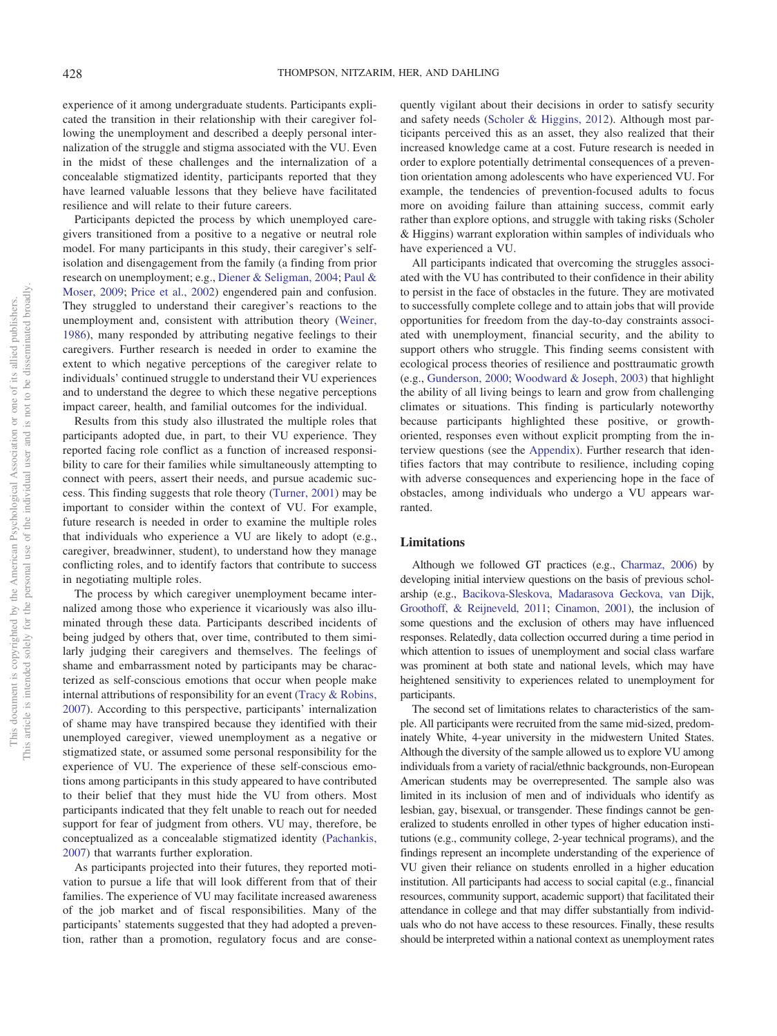experience of it among undergraduate students. Participants explicated the transition in their relationship with their caregiver following the unemployment and described a deeply personal internalization of the struggle and stigma associated with the VU. Even in the midst of these challenges and the internalization of a concealable stigmatized identity, participants reported that they have learned valuable lessons that they believe have facilitated resilience and will relate to their future careers.

Participants depicted the process by which unemployed caregivers transitioned from a positive to a negative or neutral role model. For many participants in this study, their caregiver's self-isolation and disengagement from the family (a finding from prior research on unemployment; e.g., Diener & Seligman, 2004; Paul & Moser, 2009; Price et al., 2002) engendered pain and confusion. They struggled to understand their caregiver's reactions to the unemployment and, consistent with attribution theory (Weiner, 1986), many responded by attributing negative feelings to their caregivers. Further research is needed in order to examine the extent to which negative perceptions of the caregiver relate to individuals' continued struggle to understand their VU experiences and to understand the degree to which these negative perceptions impact career, health, and familial outcomes for the individual.

Results from this study also illustrated the multiple roles that participants adopted due, in part, to their VU experience. They reported facing role conflict as a function of increased responsibility to care for their families while simultaneously attempting to connect with peers, assert their needs, and pursue academic success. This finding suggests that role theory (Turner, 2001) may be important to consider within the context of VU. For example, future research is needed in order to examine the multiple roles that individuals who experience a VU are likely to adopt (e.g., caregiver, breadwinner, student), to understand how they manage conflicting roles, and to identify factors that contribute to success in negotiating multiple roles.

The process by which caregiver unemployment became internalized among those who experience it vicariously was also illuminated through these data. Participants described incidents of being judged by others that, over time, contributed to them similarly judging their caregivers and themselves. The feelings of shame and embarrassment noted by participants may be characterized as self-conscious emotions that occur when people make internal attributions of responsibility for an event (Tracy & Robins, 2007). According to this perspective, participants' internalization of shame may have transpired because they identified with their unemployed caregiver, viewed unemployment as a negative or stigmatized state, or assumed some personal responsibility for the experience of VU. The experience of these self-conscious emotions among participants in this study appeared to have contributed to their belief that they must hide the VU from others. Most participants indicated that they felt unable to reach out for needed support for fear of judgment from others. VU may, therefore, be conceptualized as a concealable stigmatized identity (Pachankis, 2007) that warrants further exploration.

As participants projected into their futures, they reported motivation to pursue a life that will look different from that of their families. The experience of VU may facilitate increased awareness of the job market and of fiscal responsibilities. Many of the participants' statements suggested that they had adopted a prevention, rather than a promotion, regulatory focus and are consequently vigilant about their decisions in order to satisfy security and safety needs (Scholer & Higgins, 2012). Although most participants perceived this as an asset, they also realized that their increased knowledge came at a cost. Future research is needed in order to explore potentially detrimental consequences of a prevention orientation among adolescents who have experienced VU. For example, the tendencies of prevention-focused adults to focus more on avoiding failure than attaining success, commit early rather than explore options, and struggle with taking risks (Scholer & Higgins) warrant exploration within samples of individuals who have experienced a VU.

All participants indicated that overcoming the struggles associated with the VU has contributed to their confidence in their ability to persist in the face of obstacles in the future. They are motivated to successfully complete college and to attain jobs that will provide opportunities for freedom from the day-to-day constraints associated with unemployment, financial security, and the ability to support others who struggle. This finding seems consistent with ecological process theories of resilience and posttraumatic growth (e.g., Gunderson, 2000; Woodward & Joseph, 2003) that highlight the ability of all living beings to learn and grow from challenging climates or situations. This finding is particularly noteworthy because participants highlighted these positive, or growth-oriented, responses even without explicit prompting from the interview questions (see the Appendix). Further research that identifies factors that may contribute to resilience, including coping with adverse consequences and experiencing hope in the face of obstacles, among individuals who undergo a VU appears warranted.

## Limitations

Although we followed GT practices (e.g., Charmaz, 2006) by developing initial interview questions on the basis of previous scholarship (e.g., Bacikova-Sleskova, Madarasova Geckova, van Dijk, Groothoff, & Reijneveld, 2011; Cinamon, 2001), the inclusion of some questions and the exclusion of others may have influenced responses. Relatedly, data collection occurred during a time period in which attention to issues of unemployment and social class warfare was prominent at both state and national levels, which may have heightened sensitivity to experiences related to unemployment for participants.

The second set of limitations relates to characteristics of the sample. All participants were recruited from the same mid-sized, predominately White, 4-year university in the midwestern United States. Although the diversity of the sample allowed us to explore VU among individuals from a variety of racial/ethnic backgrounds, non-European American students may be overrepresented. The sample also was limited in its inclusion of men and of individuals who identify as lesbian, gay, bisexual, or transgender. These findings cannot be generalized to students enrolled in other types of higher education institutions (e.g., community college, 2-year technical programs), and the findings represent an incomplete understanding of the experience of VU given their reliance on students enrolled in a higher education institution. All participants had access to social capital (e.g., financial resources, community support, academic support) that facilitated their attendance in college and that may differ substantially from individuals who do not have access to these resources. Finally, these results should be interpreted within a national context as unemployment rates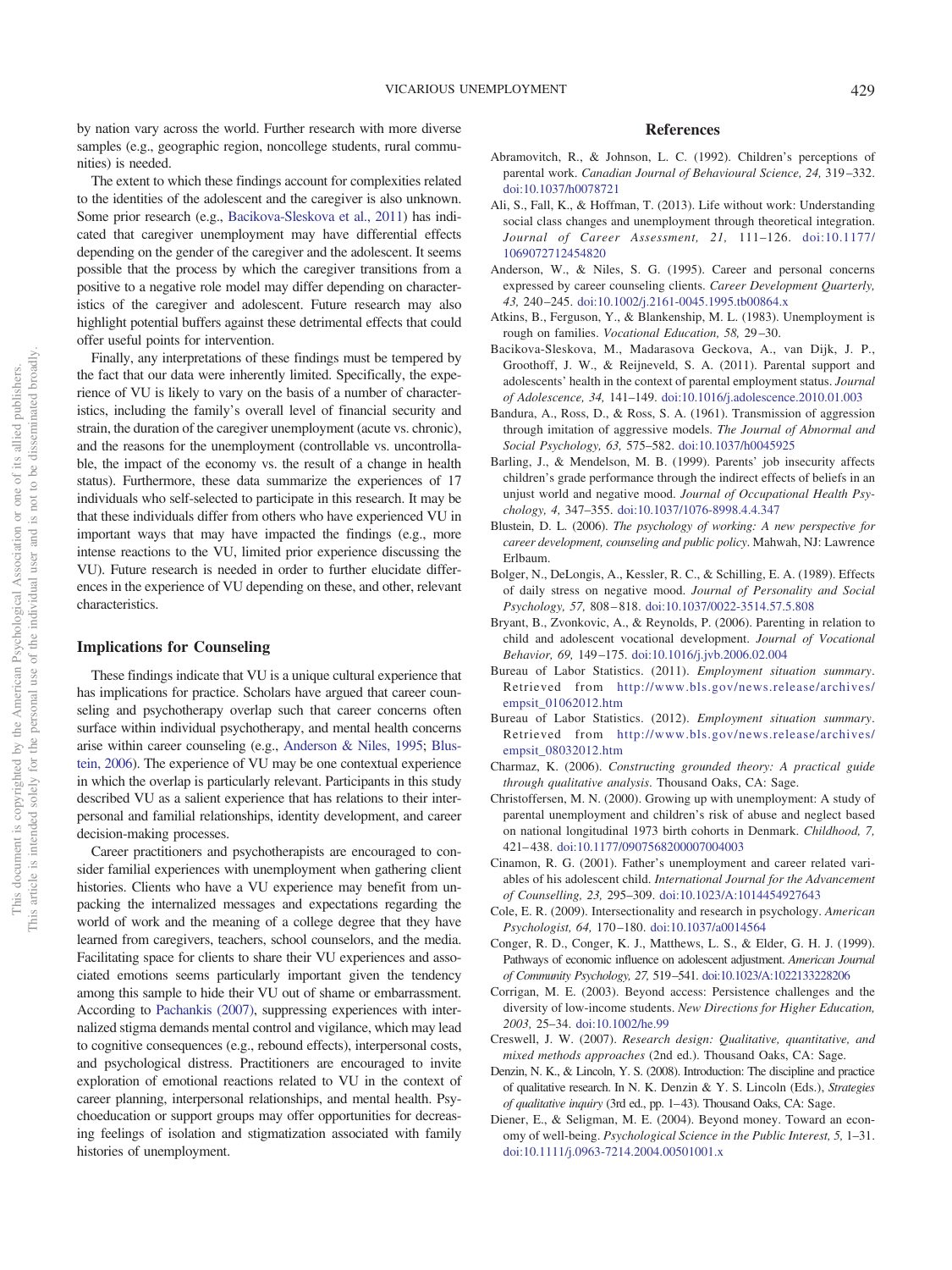by nation vary across the world. Further research with more diverse samples (e.g., geographic region, noncollege students, rural communities) is needed.

The extent to which these findings account for complexities related to the identities of the adolescent and the caregiver is also unknown. Some prior research (e.g., Bacikova-Sleskova et al., 2011) has indicated that caregiver unemployment may have differential effects depending on the gender of the caregiver and the adolescent. It seems possible that the process by which the caregiver transitions from a positive to a negative role model may differ depending on characteristics of the caregiver and adolescent. Future research may also highlight potential buffers against these detrimental effects that could offer useful points for intervention.

Finally, any interpretations of these findings must be tempered by the fact that our data were inherently limited. Specifically, the experience of VU is likely to vary on the basis of a number of characteristics, including the family's overall level of financial security and strain, the duration of the caregiver unemployment (acute vs. chronic), and the reasons for the unemployment (controllable vs. uncontrollable, the impact of the economy vs. the result of a change in health status). Furthermore, these data summarize the experiences of 17 individuals who self-selected to participate in this research. It may be that these individuals differ from others who have experienced VU in important ways that may have impacted the findings (e.g., more intense reactions to the VU, limited prior experience discussing the VU). Future research is needed in order to further elucidate differences in the experience of VU depending on these, and other, relevant characteristics.

## Implications for Counseling

These findings indicate that VU is a unique cultural experience that has implications for practice. Scholars have argued that career counseling and psychotherapy overlap such that career concerns often surface within individual psychotherapy, and mental health concerns arise within career counseling (e.g., Anderson & Niles, 1995; Blustein, 2006). The experience of VU may be one contextual experience in which the overlap is particularly relevant. Participants in this study described VU as a salient experience that has relations to their interpersonal and familial relationships, identity development, and career decision-making processes.

Career practitioners and psychotherapists are encouraged to consider familial experiences with unemployment when gathering client histories. Clients who have a VU experience may benefit from unpacking the internalized messages and expectations regarding the world of work and the meaning of a college degree that they have learned from caregivers, teachers, school counselors, and the media. Facilitating space for clients to share their VU experiences and associated emotions seems particularly important given the tendency among this sample to hide their VU out of shame or embarrassment. According to Pachankis (2007), suppressing experiences with internalized stigma demands mental control and vigilance, which may lead to cognitive consequences (e.g., rebound effects), interpersonal costs, and psychological distress. Practitioners are encouraged to invite exploration of emotional reactions related to VU in the context of career planning, interpersonal relationships, and mental health. Psychoeducation or support groups may offer opportunities for decreasing feelings of isolation and stigmatization associated with family histories of unemployment.

## References

Abramovitch, R., & Johnson, L. C. (1992). Children's perceptions of parental work. *Canadian Journal of Behavioural Science, 24,* 319–332. doi:10.1037/h0078721

Ali, S., Fall, K., & Hoffman, T. (2013). Life without work: Understanding social class changes and unemployment through theoretical integration. *Journal of Career Assessment, 21,* 111–126. doi:10.1177/1069072712454820

Anderson, W., & Niles, S. G. (1995). Career and personal concerns expressed by career counseling clients. *Career Development Quarterly, 43,* 240–245. doi:10.1002/j.2161-0045.1995.tb00864.x

Atkins, B., Ferguson, Y., & Blankenship, M. L. (1983). Unemployment is rough on families. *Vocational Education, 58,* 29–30.

Bacikova-Sleskova, M., Madarasova Geckova, A., van Dijk, J. P., Groothoff, J. W., & Reijneveld, S. A. (2011). Parental support and adolescents' health in the context of parental employment status. *Journal of Adolescence, 34,* 141–149. doi:10.1016/j.adolescence.2010.01.003

Bandura, A., Ross, D., & Ross, S. A. (1961). Transmission of aggression through imitation of aggressive models. *The Journal of Abnormal and Social Psychology, 63,* 575–582. doi:10.1037/h0045925

Barling, J., & Mendelson, M. B. (1999). Parents' job insecurity affects children's grade performance through the indirect effects of beliefs in an unjust world and negative mood. *Journal of Occupational Health Psychology, 4,* 347–355. doi:10.1037/1076-8998.4.4.347

Blustein, D. L. (2006). *The psychology of working: A new perspective for career development, counseling and public policy*. Mahwah, NJ: Lawrence Erlbaum.

Bolger, N., DeLongis, A., Kessler, R. C., & Schilling, E. A. (1989). Effects of daily stress on negative mood. *Journal of Personality and Social Psychology, 57,* 808–818. doi:10.1037/0022-3514.57.5.808

Bryant, B., Zvonkovic, A., & Reynolds, P. (2006). Parenting in relation to child and adolescent vocational development. *Journal of Vocational Behavior, 69,* 149–175. doi:10.1016/j.jvb.2006.02.004

Bureau of Labor Statistics. (2011). *Employment situation summary*. Retrieved from http://www.bls.gov/news.release/archives/empsit_01062012.htm

Bureau of Labor Statistics. (2012). *Employment situation summary*. Retrieved from http://www.bls.gov/news.release/archives/empsit_08032012.htm

Charmaz, K. (2006). *Constructing grounded theory: A practical guide through qualitative analysis*. Thousand Oaks, CA: Sage.

Christoffersen, M. N. (2000). Growing up with unemployment: A study of parental unemployment and children's risk of abuse and neglect based on national longitudinal 1973 birth cohorts in Denmark. *Childhood, 7,* 421–438. doi:10.1177/0907568200007004003

Cinamon, R. G. (2001). Father's unemployment and career related variables of his adolescent child. *International Journal for the Advancement of Counselling, 23,* 295–309. doi:10.1023/A:1014454927643

Cole, E. R. (2009). Intersectionality and research in psychology. *American Psychologist, 64,* 170–180. doi:10.1037/a0014564

Conger, R. D., Conger, K. J., Matthews, L. S., & Elder, G. H. J. (1999). Pathways of economic influence on adolescent adjustment. *American Journal of Community Psychology, 27,* 519–541. doi:10.1023/A:1022133228206

Corrigan, M. E. (2003). Beyond access: Persistence challenges and the diversity of low-income students. *New Directions for Higher Education, 2003,* 25–34. doi:10.1002/he.99

Creswell, J. W. (2007). *Research design: Qualitative, quantitative, and mixed methods approaches* (2nd ed.). Thousand Oaks, CA: Sage.

Denzin, N. K., & Lincoln, Y. S. (2008). Introduction: The discipline and practice of qualitative research. In N. K. Denzin & Y. S. Lincoln (Eds.), *Strategies of qualitative inquiry* (3rd ed., pp. 1–43). Thousand Oaks, CA: Sage.

Diener, E., & Seligman, M. E. (2004). Beyond money. Toward an economy of well-being. *Psychological Science in the Public Interest, 5,* 1–31. doi:10.1111/j.0963-7214.2004.00501001.x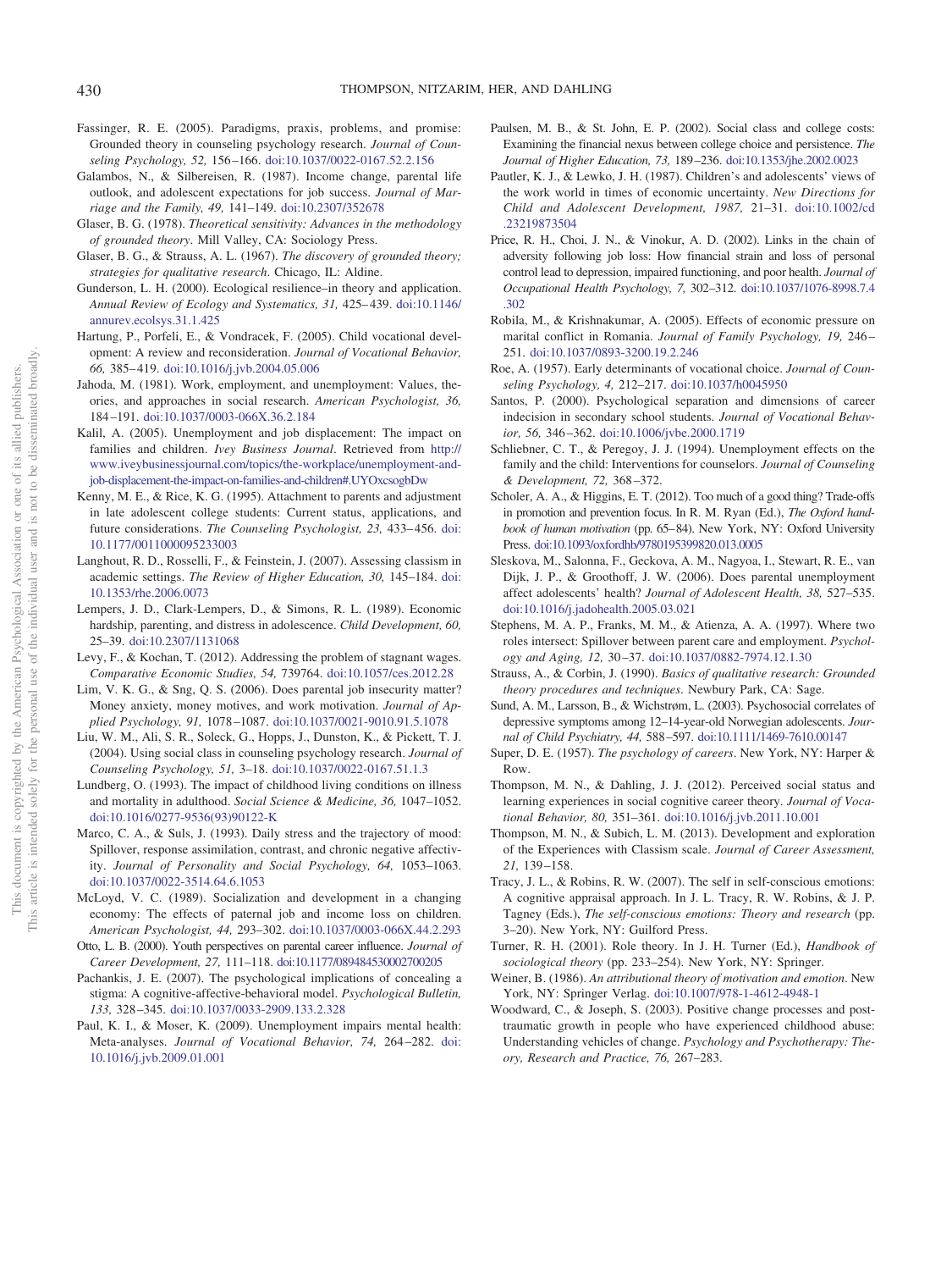Fassinger, R. E. (2005). Paradigms, praxis, problems, and promise: Grounded theory in counseling psychology research. *Journal of Counseling Psychology, 52,* 156–166. doi:10.1037/0022-0167.52.2.156

Galambos, N., & Silbereisen, R. (1987). Income change, parental life outlook, and adolescent expectations for job success. *Journal of Marriage and the Family, 49,* 141–149. doi:10.2307/352678

Glaser, B. G. (1978). *Theoretical sensitivity: Advances in the methodology of grounded theory*. Mill Valley, CA: Sociology Press.

Glaser, B. G., & Strauss, A. L. (1967). *The discovery of grounded theory; strategies for qualitative research*. Chicago, IL: Aldine.

Gunderson, L. H. (2000). Ecological resilience–in theory and application. *Annual Review of Ecology and Systematics, 31,* 425–439. doi:10.1146/annurev.ecolsys.31.1.425

Hartung, P., Porfeli, E., & Vondracek, F. (2005). Child vocational development: A review and reconsideration. *Journal of Vocational Behavior, 66,* 385–419. doi:10.1016/j.jvb.2004.05.006

Jahoda, M. (1981). Work, employment, and unemployment: Values, theories, and approaches in social research. *American Psychologist, 36,* 184–191. doi:10.1037/0003-066X.36.2.184

Kalil, A. (2005). Unemployment and job displacement: The impact on families and children. *Ivey Business Journal*. Retrieved from http://www.iveybusinessjournal.com/topics/the-workplace/unemployment-and-job-displacement-the-impact-on-families-and-children#.UYOxcsogbDw

Kenny, M. E., & Rice, K. G. (1995). Attachment to parents and adjustment in late adolescent college students: Current status, applications, and future considerations. *The Counseling Psychologist, 23,* 433–456. doi:10.1177/0011000095233003

Langhout, R. D., Rosselli, F., & Feinstein, J. (2007). Assessing classism in academic settings. *The Review of Higher Education, 30,* 145–184. doi:10.1353/rhe.2006.0073

Lempers, J. D., Clark-Lempers, D., & Simons, R. L. (1989). Economic hardship, parenting, and distress in adolescence. *Child Development, 60,* 25–39. doi:10.2307/1131068

Levy, F., & Kochan, T. (2012). Addressing the problem of stagnant wages. *Comparative Economic Studies, 54,* 739764. doi:10.1057/ces.2012.28

Lim, V. K. G., & Sng, Q. S. (2006). Does parental job insecurity matter? Money anxiety, money motives, and work motivation. *Journal of Applied Psychology, 91,* 1078–1087. doi:10.1037/0021-9010.91.5.1078

Liu, W. M., Ali, S. R., Soleck, G., Hopps, J., Dunston, K., & Pickett, T. J. (2004). Using social class in counseling psychology research. *Journal of Counseling Psychology, 51,* 3–18. doi:10.1037/0022-0167.51.1.3

Lundberg, O. (1993). The impact of childhood living conditions on illness and mortality in adulthood. *Social Science & Medicine, 36,* 1047–1052. doi:10.1016/0277-9536(93)90122-K

Marco, C. A., & Suls, J. (1993). Daily stress and the trajectory of mood: Spillover, response assimilation, contrast, and chronic negative affectivity. *Journal of Personality and Social Psychology, 64,* 1053–1063. doi:10.1037/0022-3514.64.6.1053

McLoyd, V. C. (1989). Socialization and development in a changing economy: The effects of paternal job and income loss on children. *American Psychologist, 44,* 293–302. doi:10.1037/0003-066X.44.2.293

Otto, L. B. (2000). Youth perspectives on parental career influence. *Journal of Career Development, 27,* 111–118. doi:10.1177/089484530002700205

Pachankis, J. E. (2007). The psychological implications of concealing a stigma: A cognitive-affective-behavioral model. *Psychological Bulletin, 133,* 328–345. doi:10.1037/0033-2909.133.2.328

Paul, K. I., & Moser, K. (2009). Unemployment impairs mental health: Meta-analyses. *Journal of Vocational Behavior, 74,* 264–282. doi:10.1016/j.jvb.2009.01.001

Paulsen, M. B., & St. John, E. P. (2002). Social class and college costs: Examining the financial nexus between college choice and persistence. *The Journal of Higher Education, 73,* 189–236. doi:10.1353/jhe.2002.0023

Pautler, K. J., & Lewko, J. H. (1987). Children's and adolescents' views of the work world in times of economic uncertainty. *New Directions for Child and Adolescent Development, 1987,* 21–31. doi:10.1002/cd.23219873504

Price, R. H., Choi, J. N., & Vinokur, A. D. (2002). Links in the chain of adversity following job loss: How financial strain and loss of personal control lead to depression, impaired functioning, and poor health. *Journal of Occupational Health Psychology, 7,* 302–312. doi:10.1037/1076-8998.7.4.302

Robila, M., & Krishnakumar, A. (2005). Effects of economic pressure on marital conflict in Romania. *Journal of Family Psychology, 19,* 246–251. doi:10.1037/0893-3200.19.2.246

Roe, A. (1957). Early determinants of vocational choice. *Journal of Counseling Psychology, 4,* 212–217. doi:10.1037/h0045950

Santos, P. (2000). Psychological separation and dimensions of career indecision in secondary school students. *Journal of Vocational Behavior, 56,* 346–362. doi:10.1006/jvbe.2000.1719

Schliebner, C. T., & Peregoy, J. J. (1994). Unemployment effects on the family and the child: Interventions for counselors. *Journal of Counseling & Development, 72,* 368–372.

Scholer, A. A., & Higgins, E. T. (2012). Too much of a good thing? Trade-offs in promotion and prevention focus. In R. M. Ryan (Ed.), *The Oxford handbook of human motivation* (pp. 65–84). New York, NY: Oxford University Press. doi:10.1093/oxfordhb/9780195399820.013.0005

Sleskova, M., Salonna, F., Geckova, A. M., Nagyoa, I., Stewart, R. E., van Dijk, J. P., & Groothoff, J. W. (2006). Does parental unemployment affect adolescents' health? *Journal of Adolescent Health, 38,* 527–535. doi:10.1016/j.jadohealth.2005.03.021

Stephens, M. A. P., Franks, M. M., & Atienza, A. A. (1997). Where two roles intersect: Spillover between parent care and employment. *Psychology and Aging, 12,* 30–37. doi:10.1037/0882-7974.12.1.30

Strauss, A., & Corbin, J. (1990). *Basics of qualitative research: Grounded theory procedures and techniques*. Newbury Park, CA: Sage.

Sund, A. M., Larsson, B., & Wichstrøm, L. (2003). Psychosocial correlates of depressive symptoms among 12–14-year-old Norwegian adolescents. *Journal of Child Psychiatry, 44,* 588–597. doi:10.1111/1469-7610.00147

Super, D. E. (1957). *The psychology of careers*. New York, NY: Harper & Row.

Thompson, M. N., & Dahling, J. J. (2012). Perceived social status and learning experiences in social cognitive career theory. *Journal of Vocational Behavior, 80,* 351–361. doi:10.1016/j.jvb.2011.10.001

Thompson, M. N., & Subich, L. M. (2013). Development and exploration of the Experiences with Classism scale. *Journal of Career Assessment, 21,* 139–158.

Tracy, J. L., & Robins, R. W. (2007). The self in self-conscious emotions: A cognitive appraisal approach. In J. L. Tracy, R. W. Robins, & J. P. Tagney (Eds.), *The self-conscious emotions: Theory and research* (pp. 3–20). New York, NY: Guilford Press.

Turner, R. H. (2001). Role theory. In J. H. Turner (Ed.), *Handbook of sociological theory* (pp. 233–254). New York, NY: Springer.

Weiner, B. (1986). *An attributional theory of motivation and emotion*. New York, NY: Springer Verlag. doi:10.1007/978-1-4612-4948-1

Woodward, C., & Joseph, S. (2003). Positive change processes and post-traumatic growth in people who have experienced childhood abuse: Understanding vehicles of change. *Psychology and Psychotherapy: Theory, Research and Practice, 76,* 267–283.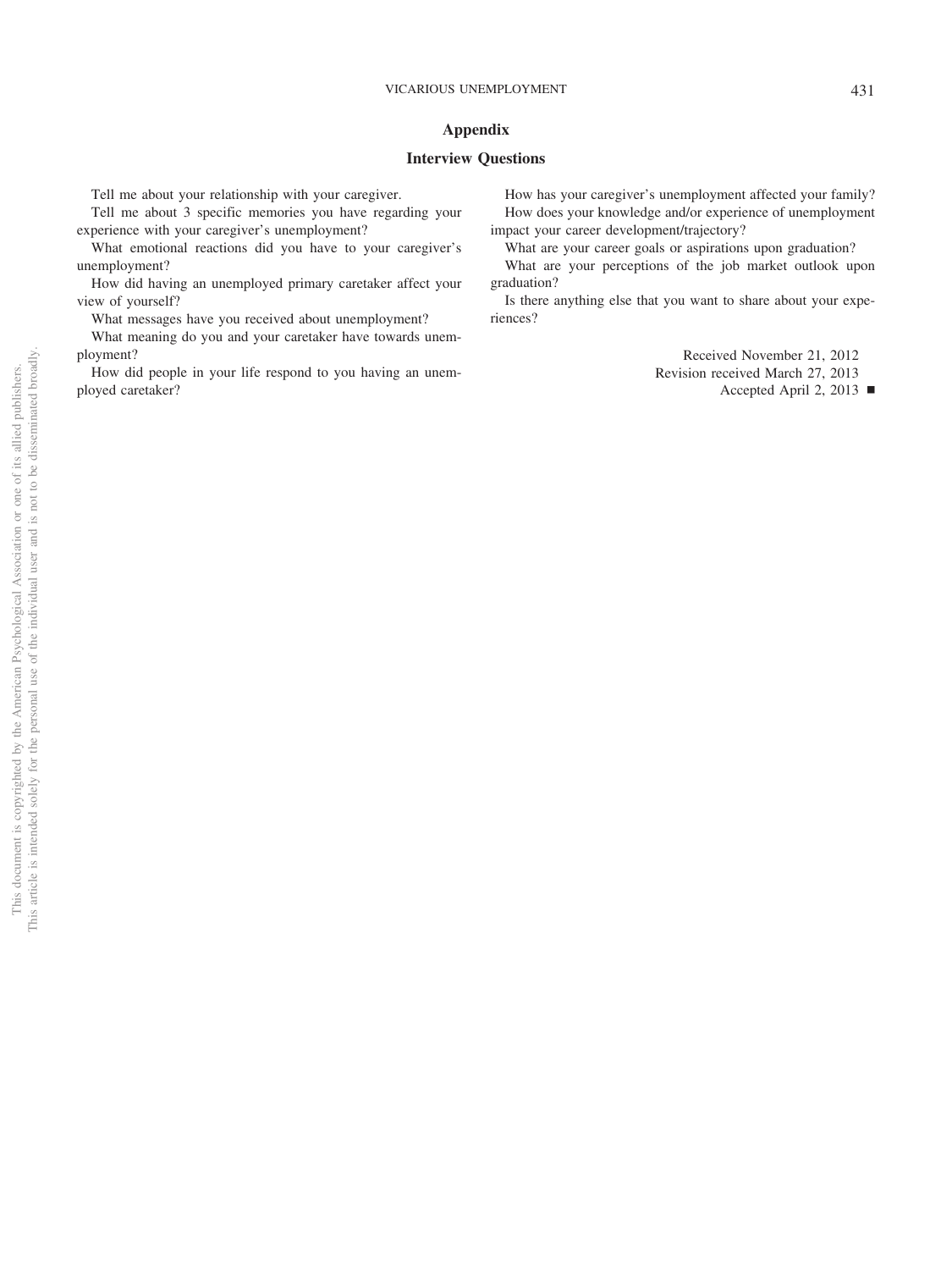## Appendix

### Interview Questions

Tell me about your relationship with your caregiver.

Tell me about 3 specific memories you have regarding your experience with your caregiver's unemployment?

What emotional reactions did you have to your caregiver's unemployment?

How did having an unemployed primary caretaker affect your view of yourself?

What messages have you received about unemployment?

What meaning do you and your caretaker have towards unemployment?

How did people in your life respond to you having an unemployed caretaker?

How has your caregiver's unemployment affected your family?

How does your knowledge and/or experience of unemployment impact your career development/trajectory?

What are your career goals or aspirations upon graduation?

What are your perceptions of the job market outlook upon graduation?

Is there anything else that you want to share about your experiences?

Received November 21, 2012
Revision received March 27, 2013
Accepted April 2, 2013 ■